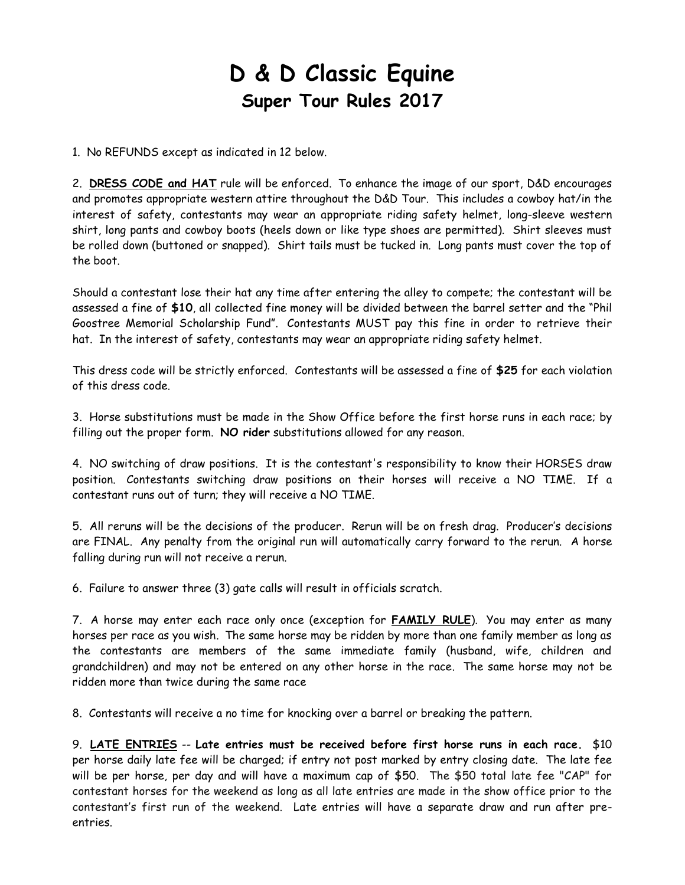# D & D Classic Equine

## Super Tour Rules 2017

1. No REFUNDS except as indicated in 12 below.

2. **DRESS CODE and HAT** rule will be enforced. To enhance the image of our sport, D&D encourages and promotes appropriate western attire throughout the D&D Tour. This includes a cowboy hat/in the interest of safety, contestants may wear an appropriate riding safety helmet, long-sleeve western shirt, long pants and cowboy boots (heels down or like type shoes are permitted). Shirt sleeves must be rolled down (buttoned or snapped). Shirt tails must be tucked in. Long pants must cover the top of the boot.

Should a contestant lose their hat any time after entering the alley to compete; the contestant will be assessed a fine of **$10**, all collected fine money will be divided between the barrel setter and the "Phil Goostree Memorial Scholarship Fund". Contestants MUST pay this fine in order to retrieve their hat. In the interest of safety, contestants may wear an appropriate riding safety helmet.

This dress code will be strictly enforced. Contestants will be assessed a fine of **$25** for each violation of this dress code.

3. Horse substitutions must be made in the Show Office before the first horse runs in each race; by filling out the proper form. **NO rider** substitutions allowed for any reason.

4. NO switching of draw positions. It is the contestant's responsibility to know their HORSES draw position. Contestants switching draw positions on their horses will receive a NO TIME. If a contestant runs out of turn; they will receive a NO TIME.

5. All reruns will be the decisions of the producer. Rerun will be on fresh drag. Producer's decisions are FINAL. Any penalty from the original run will automatically carry forward to the rerun. A horse falling during run will not receive a rerun.

6. Failure to answer three (3) gate calls will result in officials scratch.

7. A horse may enter each race only once (exception for **FAMILY RULE**). You may enter as many horses per race as you wish. The same horse may be ridden by more than one family member as long as the contestants are members of the same immediate family (husband, wife, children and grandchildren) and may not be entered on any other horse in the race. The same horse may not be ridden more than twice during the same race

8. Contestants will receive a no time for knocking over a barrel or breaking the pattern.

9. **LATE ENTRIES** -- **Late entries must be received before first horse runs in each race.** $10 per horse daily late fee will be charged; if entry not post marked by entry closing date. The late fee will be per horse, per day and will have a maximum cap of $50. The $50 total late fee "CAP" for contestant horses for the weekend as long as all late entries are made in the show office prior to the contestant's first run of the weekend. Late entries will have a separate draw and run after pre-entries.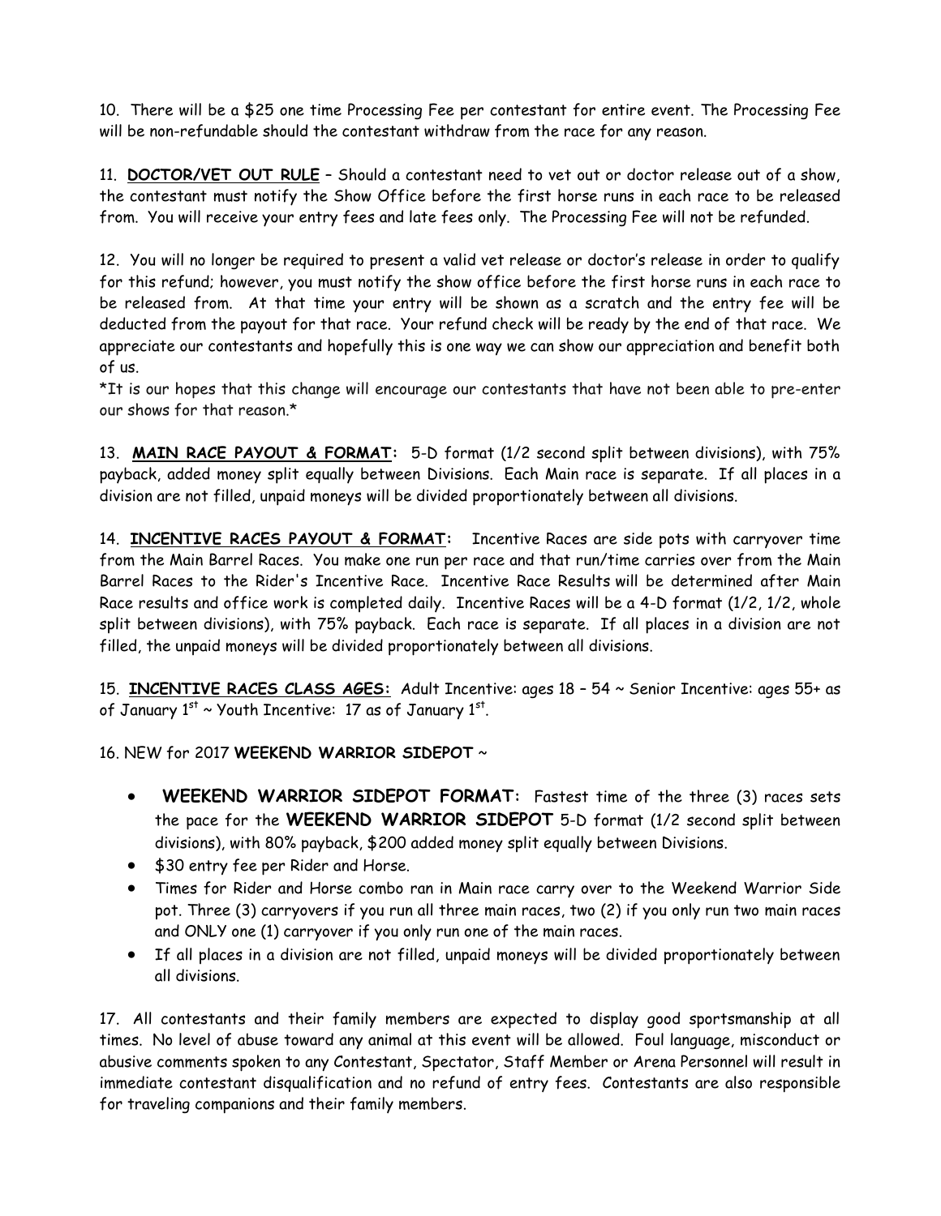10. There will be a $25 one time Processing Fee per contestant for entire event. The Processing Fee will be non-refundable should the contestant withdraw from the race for any reason.

11. **DOCTOR/VET OUT RULE** – Should a contestant need to vet out or doctor release out of a show, the contestant must notify the Show Office before the first horse runs in each race to be released from. You will receive your entry fees and late fees only. The Processing Fee will not be refunded.

12. You will no longer be required to present a valid vet release or doctor's release in order to qualify for this refund; however, you must notify the show office before the first horse runs in each race to be released from. At that time your entry will be shown as a scratch and the entry fee will be deducted from the payout for that race. Your refund check will be ready by the end of that race. We appreciate our contestants and hopefully this is one way we can show our appreciation and benefit both of us.

*It is our hopes that this change will encourage our contestants that have not been able to pre-enter our shows for that reason.*

13. **MAIN RACE PAYOUT & FORMAT:** 5-D format (1/2 second split between divisions), with 75% payback, added money split equally between Divisions. Each Main race is separate. If all places in a division are not filled, unpaid moneys will be divided proportionately between all divisions.

14. **INCENTIVE RACES PAYOUT & FORMAT:** Incentive Races are side pots with carryover time from the Main Barrel Races. You make one run per race and that run/time carries over from the Main Barrel Races to the Rider's Incentive Race. Incentive Race Results will be determined after Main Race results and office work is completed daily. Incentive Races will be a 4-D format (1/2, 1/2, whole split between divisions), with 75% payback. Each race is separate. If all places in a division are not filled, the unpaid moneys will be divided proportionately between all divisions.

15. **INCENTIVE RACES CLASS AGES:** Adult Incentive: ages 18 – 54 ~ Senior Incentive: ages 55+ as of January 1st ~ Youth Incentive: 17 as of January 1st.

16. NEW for 2017 **WEEKEND WARRIOR SIDEPOT** ~

- **WEEKEND WARRIOR SIDEPOT FORMAT:** Fastest time of the three (3) races sets the pace for the **WEEKEND WARRIOR SIDEPOT** 5-D format (1/2 second split between divisions), with 80% payback, $200 added money split equally between Divisions.
- $30 entry fee per Rider and Horse.
- Times for Rider and Horse combo ran in Main race carry over to the Weekend Warrior Side pot. Three (3) carryovers if you run all three main races, two (2) if you only run two main races and ONLY one (1) carryover if you only run one of the main races.
- If all places in a division are not filled, unpaid moneys will be divided proportionately between all divisions.

17. All contestants and their family members are expected to display good sportsmanship at all times. No level of abuse toward any animal at this event will be allowed. Foul language, misconduct or abusive comments spoken to any Contestant, Spectator, Staff Member or Arena Personnel will result in immediate contestant disqualification and no refund of entry fees. Contestants are also responsible for traveling companions and their family members.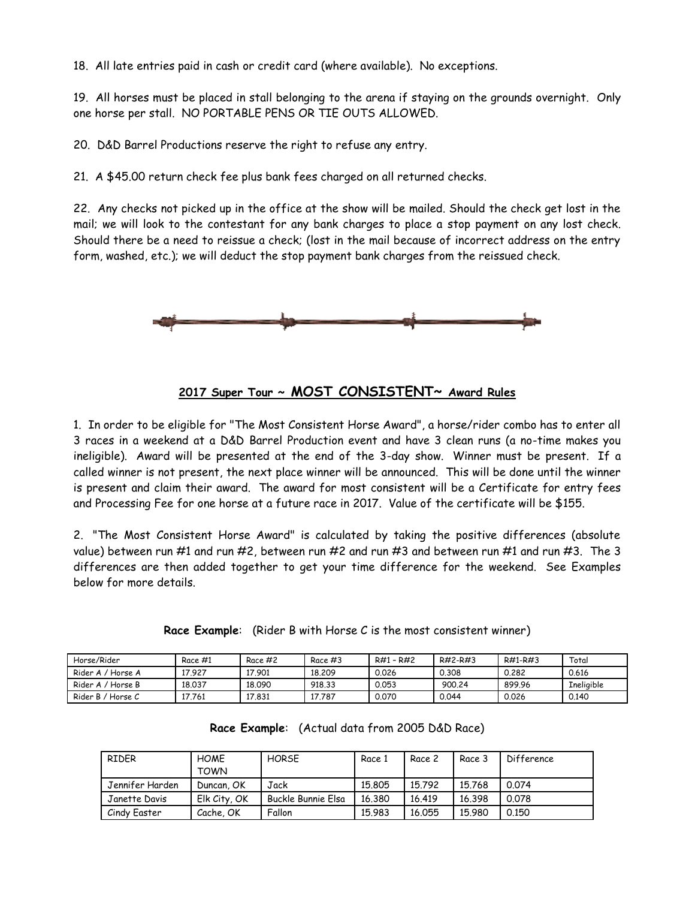18. All late entries paid in cash or credit card (where available). No exceptions.

19. All horses must be placed in stall belonging to the arena if staying on the grounds overnight. Only one horse per stall. NO PORTABLE PENS OR TIE OUTS ALLOWED.

20. D&D Barrel Productions reserve the right to refuse any entry.

21. A $45.00 return check fee plus bank fees charged on all returned checks.

22. Any checks not picked up in the office at the show will be mailed. Should the check get lost in the mail; we will look to the contestant for any bank charges to place a stop payment on any lost check. Should there be a need to reissue a check; (lost in the mail because of incorrect address on the entry form, washed, etc.); we will deduct the stop payment bank charges from the reissued check.

## 2017 Super Tour ~ MOST CONSISTENT~ Award Rules

1. In order to be eligible for "The Most Consistent Horse Award", a horse/rider combo has to enter all 3 races in a weekend at a D&D Barrel Production event and have 3 clean runs (a no-time makes you ineligible). Award will be presented at the end of the 3-day show. Winner must be present. If a called winner is not present, the next place winner will be announced. This will be done until the winner is present and claim their award. The award for most consistent will be a Certificate for entry fees and Processing Fee for one horse at a future race in 2017. Value of the certificate will be $155.

2. "The Most Consistent Horse Award" is calculated by taking the positive differences (absolute value) between run #1 and run #2, between run #2 and run #3 and between run #1 and run #3. The 3 differences are then added together to get your time difference for the weekend. See Examples below for more details.

**Race Example**: (Rider B with Horse C is the most consistent winner)

| Horse/Rider | Race #1 | Race #2 | Race #3 | R#1 - R#2 | R#2-R#3 | R#1-R#3 | Total |
|---|---|---|---|---|---|---|---|
| Rider A / Horse A | 17.927 | 17.901 | 18.209 | 0.026 | 0.308 | 0.282 | 0.616 |
| Rider A / Horse B | 18.037 | 18.090 | 918.33 | 0.053 | 900.24 | 899.96 | Ineligible |
| Rider B / Horse C | 17.761 | 17.831 | 17.787 | 0.070 | 0.044 | 0.026 | 0.140 |

**Race Example**: (Actual data from 2005 D&D Race)

| RIDER | HOME TOWN | HORSE | Race 1 | Race 2 | Race 3 | Difference |
|---|---|---|---|---|---|---|
| Jennifer Harden | Duncan, OK | Jack | 15.805 | 15.792 | 15.768 | 0.074 |
| Janette Davis | Elk City, OK | Buckle Bunnie Elsa | 16.380 | 16.419 | 16.398 | 0.078 |
| Cindy Easter | Cache, OK | Fallon | 15.983 | 16.055 | 15.980 | 0.150 |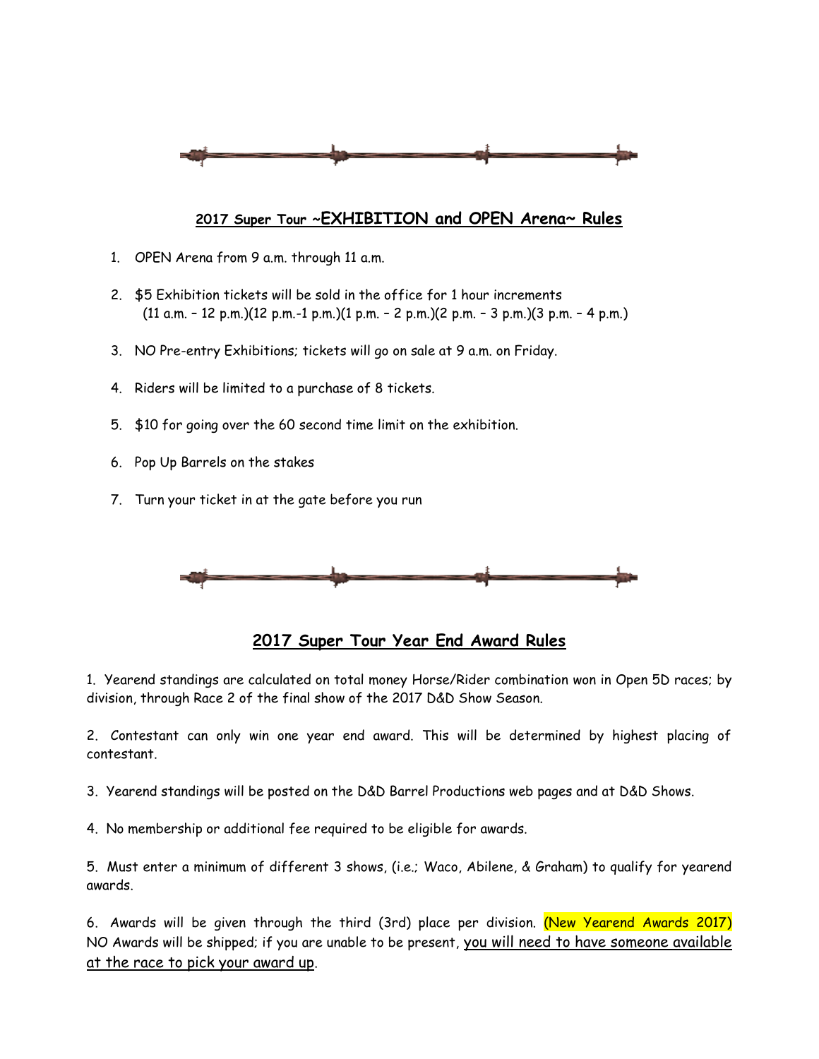## 2017 Super Tour ~EXHIBITION and OPEN Arena~ Rules

1. OPEN Arena from 9 a.m. through 11 a.m.
2. $5 Exhibition tickets will be sold in the office for 1 hour increments (11 a.m. – 12 p.m.)(12 p.m.-1 p.m.)(1 p.m. – 2 p.m.)(2 p.m. – 3 p.m.)(3 p.m. – 4 p.m.)
3. NO Pre-entry Exhibitions; tickets will go on sale at 9 a.m. on Friday.
4. Riders will be limited to a purchase of 8 tickets.
5. $10 for going over the 60 second time limit on the exhibition.
6. Pop Up Barrels on the stakes
7. Turn your ticket in at the gate before you run

## 2017 Super Tour Year End Award Rules

1. Yearend standings are calculated on total money Horse/Rider combination won in Open 5D races; by division, through Race 2 of the final show of the 2017 D&D Show Season.

2. Contestant can only win one year end award. This will be determined by highest placing of contestant.

3. Yearend standings will be posted on the D&D Barrel Productions web pages and at D&D Shows.

4. No membership or additional fee required to be eligible for awards.

5. Must enter a minimum of different 3 shows, (i.e.; Waco, Abilene, & Graham) to qualify for yearend awards.

6. Awards will be given through the third (3rd) place per division. (New Yearend Awards 2017) NO Awards will be shipped; if you are unable to be present, you will need to have someone available at the race to pick your award up.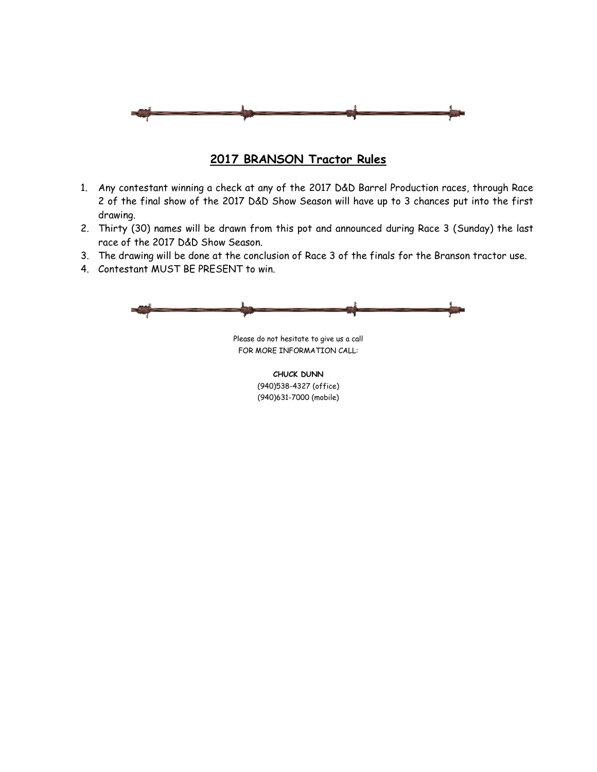## 2017 BRANSON Tractor Rules

1. Any contestant winning a check at any of the 2017 D&D Barrel Production races, through Race 2 of the final show of the 2017 D&D Show Season will have up to 3 chances put into the first drawing.
2. Thirty (30) names will be drawn from this pot and announced during Race 3 (Sunday) the last race of the 2017 D&D Show Season.
3. The drawing will be done at the conclusion of Race 3 of the finals for the Branson tractor use.
4. Contestant MUST BE PRESENT to win.

Please do not hesitate to give us a call
FOR MORE INFORMATION CALL:

**CHUCK DUNN**
(940)538-4327 (office)
(940)631-7000 (mobile)